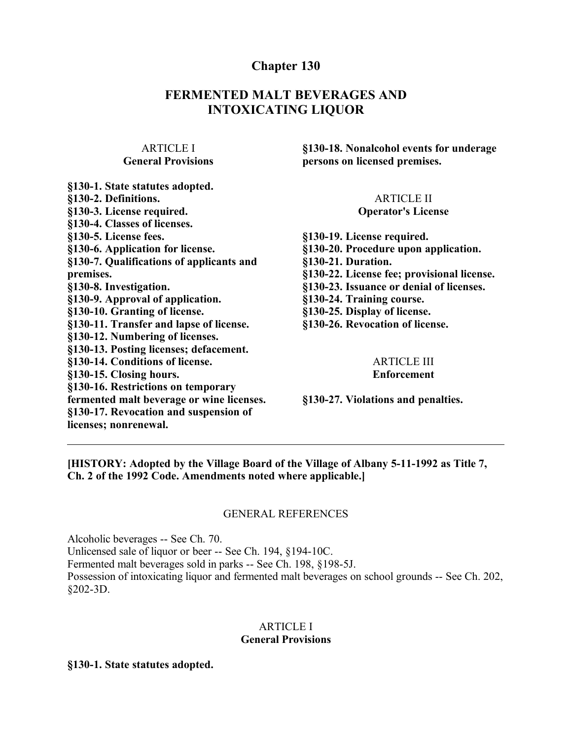# Chapter 130

## FERMENTED MALT BEVERAGES AND INTOXICATING LIQUOR

ARTICLE I
**General Provisions**

**§130-1. State statutes adopted.**
**§130-2. Definitions.**
**§130-3. License required.**
**§130-4. Classes of licenses.**
**§130-5. License fees.**
**§130-6. Application for license.**
**§130-7. Qualifications of applicants and premises.**
**§130-8. Investigation.**
**§130-9. Approval of application.**
**§130-10. Granting of license.**
**§130-11. Transfer and lapse of license.**
**§130-12. Numbering of licenses.**
**§130-13. Posting licenses; defacement.**
**§130-14. Conditions of license.**
**§130-15. Closing hours.**
**§130-16. Restrictions on temporary fermented malt beverage or wine licenses.**
**§130-17. Revocation and suspension of licenses; nonrenewal.**
**§130-18. Nonalcohol events for underage persons on licensed premises.**

ARTICLE II
**Operator's License**

**§130-19. License required.**
**§130-20. Procedure upon application.**
**§130-21. Duration.**
**§130-22. License fee; provisional license.**
**§130-23. Issuance or denial of licenses.**
**§130-24. Training course.**
**§130-25. Display of license.**
**§130-26. Revocation of license.**

ARTICLE III
**Enforcement**

**§130-27. Violations and penalties.**

---

**[HISTORY: Adopted by the Village Board of the Village of Albany 5-11-1992 as Title 7, Ch. 2 of the 1992 Code. Amendments noted where applicable.]**

GENERAL REFERENCES

Alcoholic beverages -- See Ch. 70.
Unlicensed sale of liquor or beer -- See Ch. 194, §194-10C.
Fermented malt beverages sold in parks -- See Ch. 198, §198-5J.
Possession of intoxicating liquor and fermented malt beverages on school grounds -- See Ch. 202, §202-3D.

## ARTICLE I
## General Provisions

**§130-1. State statutes adopted.**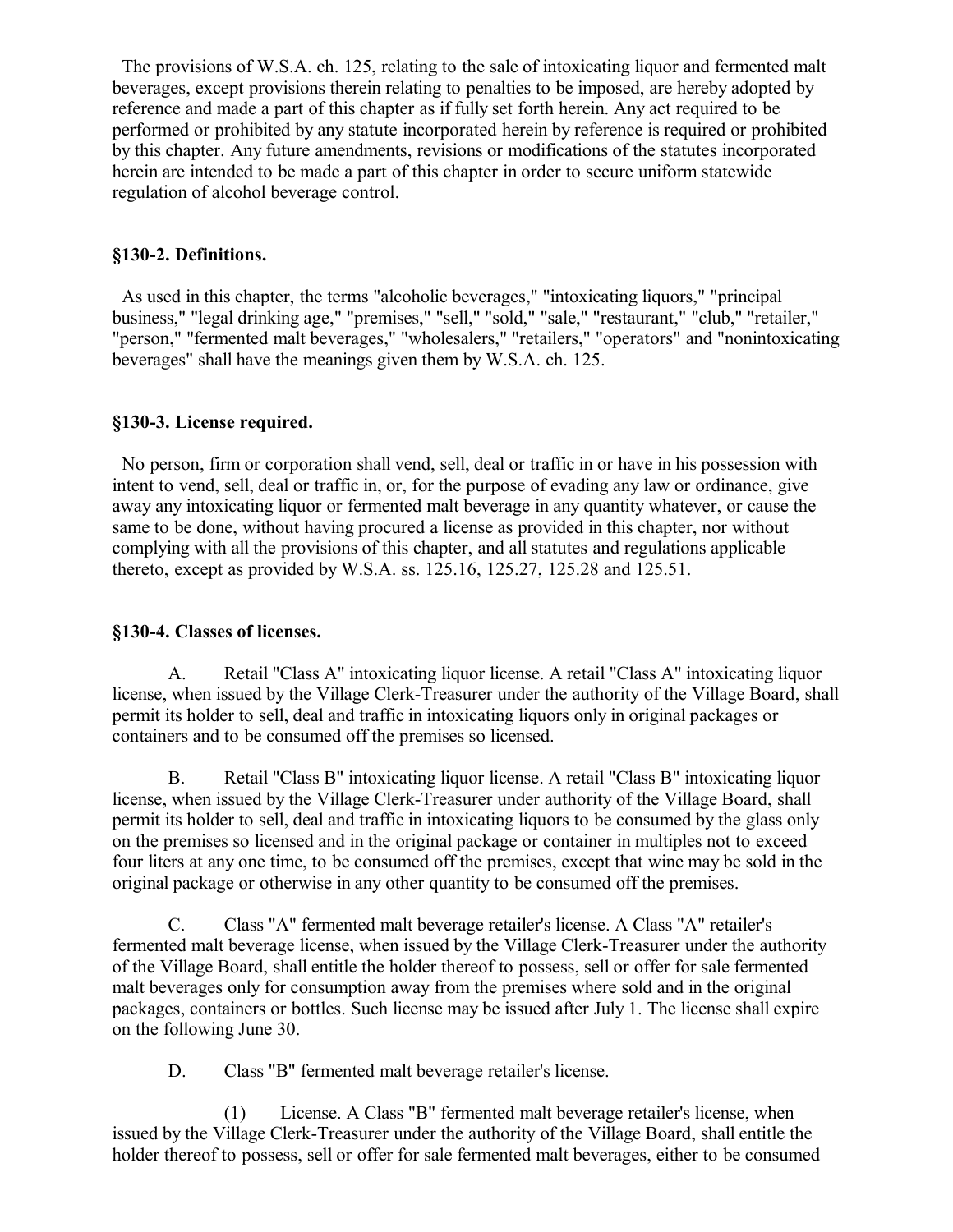The provisions of W.S.A. ch. 125, relating to the sale of intoxicating liquor and fermented malt beverages, except provisions therein relating to penalties to be imposed, are hereby adopted by reference and made a part of this chapter as if fully set forth herein. Any act required to be performed or prohibited by any statute incorporated herein by reference is required or prohibited by this chapter. Any future amendments, revisions or modifications of the statutes incorporated herein are intended to be made a part of this chapter in order to secure uniform statewide regulation of alcohol beverage control.

### §130-2. Definitions.

As used in this chapter, the terms "alcoholic beverages," "intoxicating liquors," "principal business," "legal drinking age," "premises," "sell," "sold," "sale," "restaurant," "club," "retailer," "person," "fermented malt beverages," "wholesalers," "retailers," "operators" and "nonintoxicating beverages" shall have the meanings given them by W.S.A. ch. 125.

### §130-3. License required.

No person, firm or corporation shall vend, sell, deal or traffic in or have in his possession with intent to vend, sell, deal or traffic in, or, for the purpose of evading any law or ordinance, give away any intoxicating liquor or fermented malt beverage in any quantity whatever, or cause the same to be done, without having procured a license as provided in this chapter, nor without complying with all the provisions of this chapter, and all statutes and regulations applicable thereto, except as provided by W.S.A. ss. 125.16, 125.27, 125.28 and 125.51.

### §130-4. Classes of licenses.

A. Retail "Class A" intoxicating liquor license. A retail "Class A" intoxicating liquor license, when issued by the Village Clerk-Treasurer under the authority of the Village Board, shall permit its holder to sell, deal and traffic in intoxicating liquors only in original packages or containers and to be consumed off the premises so licensed.

B. Retail "Class B" intoxicating liquor license. A retail "Class B" intoxicating liquor license, when issued by the Village Clerk-Treasurer under authority of the Village Board, shall permit its holder to sell, deal and traffic in intoxicating liquors to be consumed by the glass only on the premises so licensed and in the original package or container in multiples not to exceed four liters at any one time, to be consumed off the premises, except that wine may be sold in the original package or otherwise in any other quantity to be consumed off the premises.

C. Class "A" fermented malt beverage retailer's license. A Class "A" retailer's fermented malt beverage license, when issued by the Village Clerk-Treasurer under the authority of the Village Board, shall entitle the holder thereof to possess, sell or offer for sale fermented malt beverages only for consumption away from the premises where sold and in the original packages, containers or bottles. Such license may be issued after July 1. The license shall expire on the following June 30.

D. Class "B" fermented malt beverage retailer's license.

(1) License. A Class "B" fermented malt beverage retailer's license, when issued by the Village Clerk-Treasurer under the authority of the Village Board, shall entitle the holder thereof to possess, sell or offer for sale fermented malt beverages, either to be consumed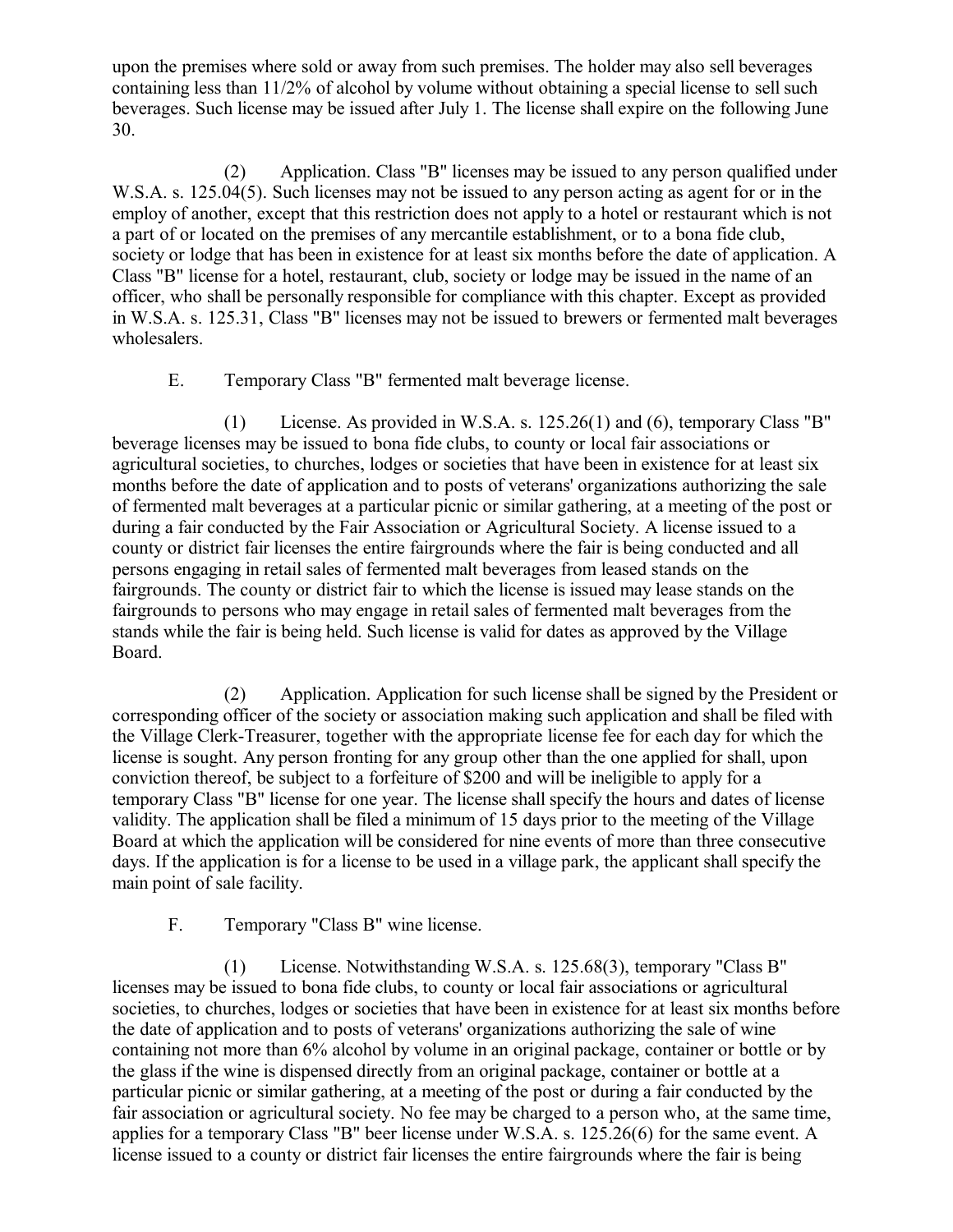upon the premises where sold or away from such premises. The holder may also sell beverages containing less than 11/2% of alcohol by volume without obtaining a special license to sell such beverages. Such license may be issued after July 1. The license shall expire on the following June 30.

(2) Application. Class "B" licenses may be issued to any person qualified under W.S.A. s. 125.04(5). Such licenses may not be issued to any person acting as agent for or in the employ of another, except that this restriction does not apply to a hotel or restaurant which is not a part of or located on the premises of any mercantile establishment, or to a bona fide club, society or lodge that has been in existence for at least six months before the date of application. A Class "B" license for a hotel, restaurant, club, society or lodge may be issued in the name of an officer, who shall be personally responsible for compliance with this chapter. Except as provided in W.S.A. s. 125.31, Class "B" licenses may not be issued to brewers or fermented malt beverages wholesalers.

E. Temporary Class "B" fermented malt beverage license.

(1) License. As provided in W.S.A. s. 125.26(1) and (6), temporary Class "B" beverage licenses may be issued to bona fide clubs, to county or local fair associations or agricultural societies, to churches, lodges or societies that have been in existence for at least six months before the date of application and to posts of veterans' organizations authorizing the sale of fermented malt beverages at a particular picnic or similar gathering, at a meeting of the post or during a fair conducted by the Fair Association or Agricultural Society. A license issued to a county or district fair licenses the entire fairgrounds where the fair is being conducted and all persons engaging in retail sales of fermented malt beverages from leased stands on the fairgrounds. The county or district fair to which the license is issued may lease stands on the fairgrounds to persons who may engage in retail sales of fermented malt beverages from the stands while the fair is being held. Such license is valid for dates as approved by the Village Board.

(2) Application. Application for such license shall be signed by the President or corresponding officer of the society or association making such application and shall be filed with the Village Clerk-Treasurer, together with the appropriate license fee for each day for which the license is sought. Any person fronting for any group other than the one applied for shall, upon conviction thereof, be subject to a forfeiture of $200 and will be ineligible to apply for a temporary Class "B" license for one year. The license shall specify the hours and dates of license validity. The application shall be filed a minimum of 15 days prior to the meeting of the Village Board at which the application will be considered for nine events of more than three consecutive days. If the application is for a license to be used in a village park, the applicant shall specify the main point of sale facility.

F. Temporary "Class B" wine license.

(1) License. Notwithstanding W.S.A. s. 125.68(3), temporary "Class B" licenses may be issued to bona fide clubs, to county or local fair associations or agricultural societies, to churches, lodges or societies that have been in existence for at least six months before the date of application and to posts of veterans' organizations authorizing the sale of wine containing not more than 6% alcohol by volume in an original package, container or bottle or by the glass if the wine is dispensed directly from an original package, container or bottle at a particular picnic or similar gathering, at a meeting of the post or during a fair conducted by the fair association or agricultural society. No fee may be charged to a person who, at the same time, applies for a temporary Class "B" beer license under W.S.A. s. 125.26(6) for the same event. A license issued to a county or district fair licenses the entire fairgrounds where the fair is being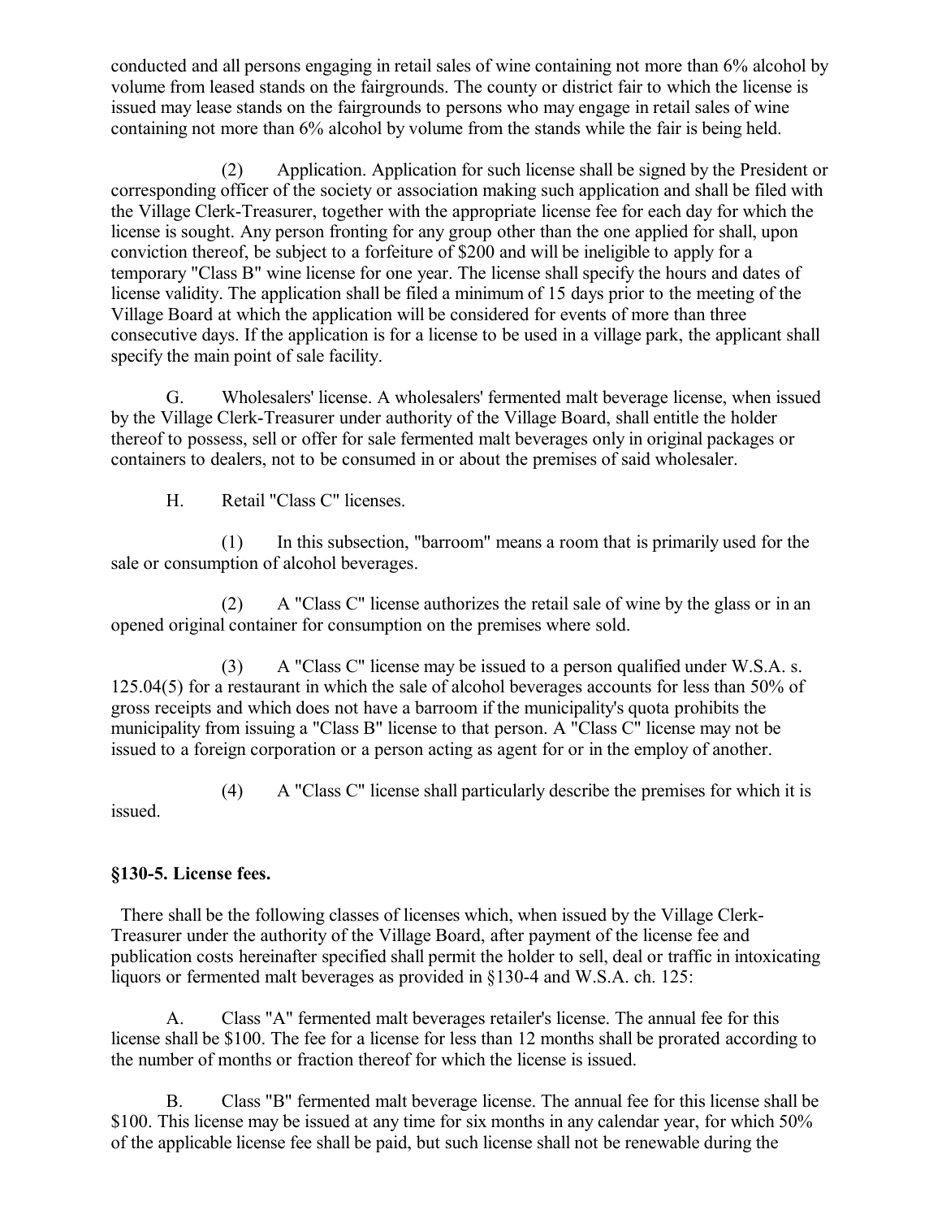conducted and all persons engaging in retail sales of wine containing not more than 6% alcohol by volume from leased stands on the fairgrounds. The county or district fair to which the license is issued may lease stands on the fairgrounds to persons who may engage in retail sales of wine containing not more than 6% alcohol by volume from the stands while the fair is being held.

(2) Application. Application for such license shall be signed by the President or corresponding officer of the society or association making such application and shall be filed with the Village Clerk-Treasurer, together with the appropriate license fee for each day for which the license is sought. Any person fronting for any group other than the one applied for shall, upon conviction thereof, be subject to a forfeiture of $200 and will be ineligible to apply for a temporary "Class B" wine license for one year. The license shall specify the hours and dates of license validity. The application shall be filed a minimum of 15 days prior to the meeting of the Village Board at which the application will be considered for events of more than three consecutive days. If the application is for a license to be used in a village park, the applicant shall specify the main point of sale facility.

G. Wholesalers' license. A wholesalers' fermented malt beverage license, when issued by the Village Clerk-Treasurer under authority of the Village Board, shall entitle the holder thereof to possess, sell or offer for sale fermented malt beverages only in original packages or containers to dealers, not to be consumed in or about the premises of said wholesaler.

H. Retail "Class C" licenses.

(1) In this subsection, "barroom" means a room that is primarily used for the sale or consumption of alcohol beverages.

(2) A "Class C" license authorizes the retail sale of wine by the glass or in an opened original container for consumption on the premises where sold.

(3) A "Class C" license may be issued to a person qualified under W.S.A. s. 125.04(5) for a restaurant in which the sale of alcohol beverages accounts for less than 50% of gross receipts and which does not have a barroom if the municipality's quota prohibits the municipality from issuing a "Class B" license to that person. A "Class C" license may not be issued to a foreign corporation or a person acting as agent for or in the employ of another.

(4) A "Class C" license shall particularly describe the premises for which it is issued.

### §130-5. License fees.

There shall be the following classes of licenses which, when issued by the Village Clerk-Treasurer under the authority of the Village Board, after payment of the license fee and publication costs hereinafter specified shall permit the holder to sell, deal or traffic in intoxicating liquors or fermented malt beverages as provided in §130-4 and W.S.A. ch. 125:

A. Class "A" fermented malt beverages retailer's license. The annual fee for this license shall be $100. The fee for a license for less than 12 months shall be prorated according to the number of months or fraction thereof for which the license is issued.

B. Class "B" fermented malt beverage license. The annual fee for this license shall be $100. This license may be issued at any time for six months in any calendar year, for which 50% of the applicable license fee shall be paid, but such license shall not be renewable during the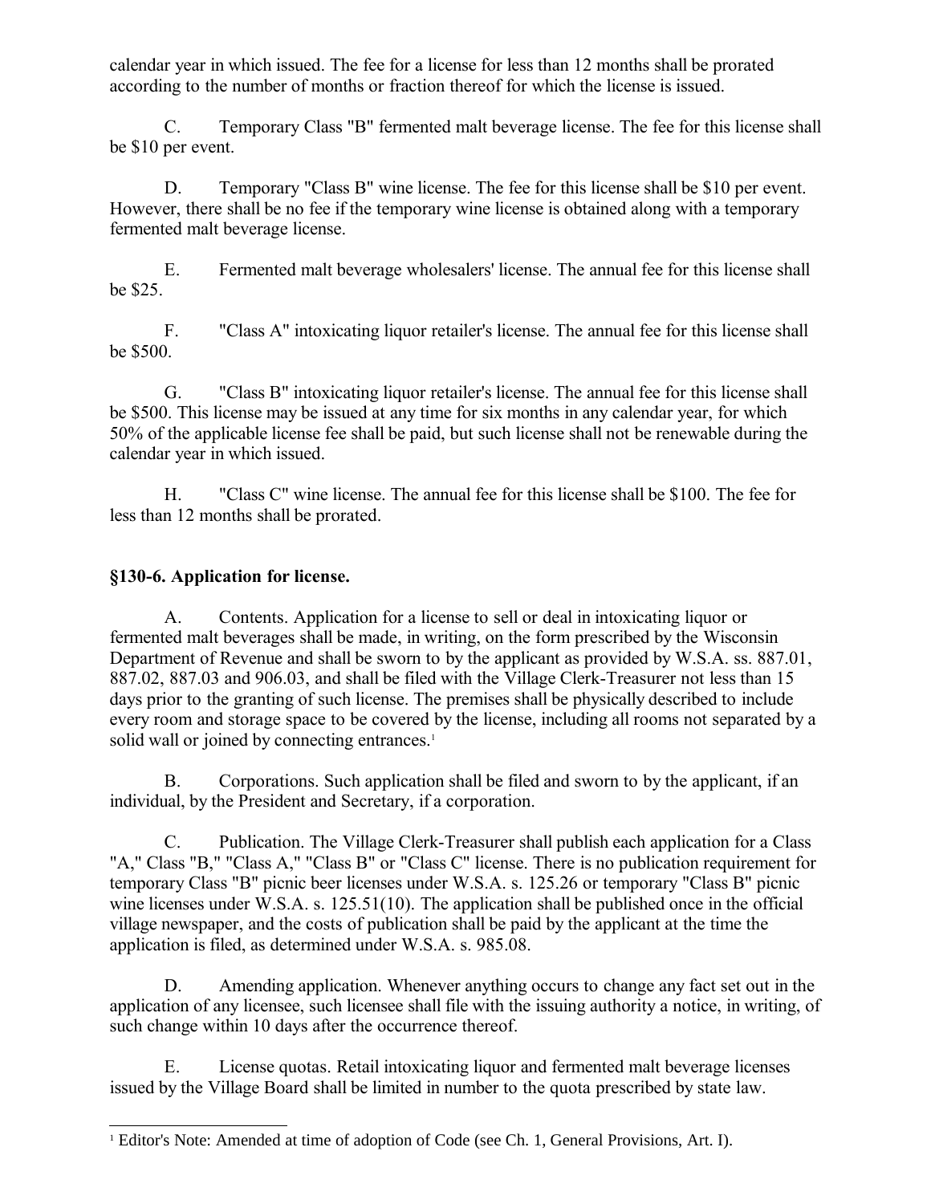calendar year in which issued. The fee for a license for less than 12 months shall be prorated according to the number of months or fraction thereof for which the license is issued.

C. Temporary Class "B" fermented malt beverage license. The fee for this license shall be $10 per event.

D. Temporary "Class B" wine license. The fee for this license shall be $10 per event. However, there shall be no fee if the temporary wine license is obtained along with a temporary fermented malt beverage license.

E. Fermented malt beverage wholesalers' license. The annual fee for this license shall be $25.

F. "Class A" intoxicating liquor retailer's license. The annual fee for this license shall be $500.

G. "Class B" intoxicating liquor retailer's license. The annual fee for this license shall be $500. This license may be issued at any time for six months in any calendar year, for which 50% of the applicable license fee shall be paid, but such license shall not be renewable during the calendar year in which issued.

H. "Class C" wine license. The annual fee for this license shall be $100. The fee for less than 12 months shall be prorated.

### §130-6. Application for license.

A. Contents. Application for a license to sell or deal in intoxicating liquor or fermented malt beverages shall be made, in writing, on the form prescribed by the Wisconsin Department of Revenue and shall be sworn to by the applicant as provided by W.S.A. ss. 887.01, 887.02, 887.03 and 906.03, and shall be filed with the Village Clerk-Treasurer not less than 15 days prior to the granting of such license. The premises shall be physically described to include every room and storage space to be covered by the license, including all rooms not separated by a solid wall or joined by connecting entrances.[1]

B. Corporations. Such application shall be filed and sworn to by the applicant, if an individual, by the President and Secretary, if a corporation.

C. Publication. The Village Clerk-Treasurer shall publish each application for a Class "A," Class "B," "Class A," "Class B" or "Class C" license. There is no publication requirement for temporary Class "B" picnic beer licenses under W.S.A. s. 125.26 or temporary "Class B" picnic wine licenses under W.S.A. s. 125.51(10). The application shall be published once in the official village newspaper, and the costs of publication shall be paid by the applicant at the time the application is filed, as determined under W.S.A. s. 985.08.

D. Amending application. Whenever anything occurs to change any fact set out in the application of any licensee, such licensee shall file with the issuing authority a notice, in writing, of such change within 10 days after the occurrence thereof.

E. License quotas. Retail intoxicating liquor and fermented malt beverage licenses issued by the Village Board shall be limited in number to the quota prescribed by state law.

---

[1] Editor's Note: Amended at time of adoption of Code (see Ch. 1, General Provisions, Art. I).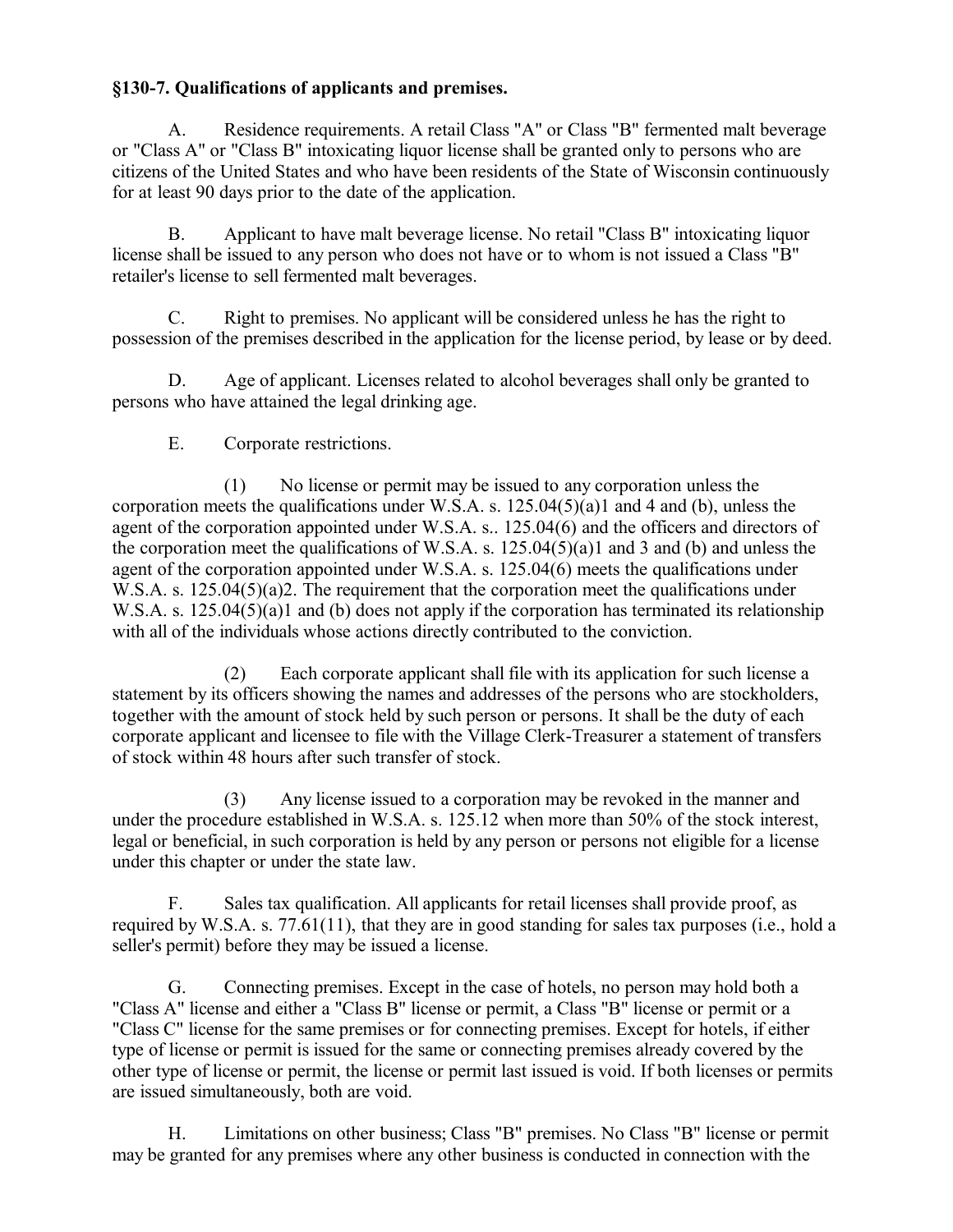**§130-7. Qualifications of applicants and premises.**

A. Residence requirements. A retail Class "A" or Class "B" fermented malt beverage or "Class A" or "Class B" intoxicating liquor license shall be granted only to persons who are citizens of the United States and who have been residents of the State of Wisconsin continuously for at least 90 days prior to the date of the application.

B. Applicant to have malt beverage license. No retail "Class B" intoxicating liquor license shall be issued to any person who does not have or to whom is not issued a Class "B" retailer's license to sell fermented malt beverages.

C. Right to premises. No applicant will be considered unless he has the right to possession of the premises described in the application for the license period, by lease or by deed.

D. Age of applicant. Licenses related to alcohol beverages shall only be granted to persons who have attained the legal drinking age.

E. Corporate restrictions.

(1) No license or permit may be issued to any corporation unless the corporation meets the qualifications under W.S.A. s. 125.04(5)(a)1 and 4 and (b), unless the agent of the corporation appointed under W.S.A. s.. 125.04(6) and the officers and directors of the corporation meet the qualifications of W.S.A. s. 125.04(5)(a)1 and 3 and (b) and unless the agent of the corporation appointed under W.S.A. s. 125.04(6) meets the qualifications under W.S.A. s. 125.04(5)(a)2. The requirement that the corporation meet the qualifications under W.S.A. s. 125.04(5)(a)1 and (b) does not apply if the corporation has terminated its relationship with all of the individuals whose actions directly contributed to the conviction.

(2) Each corporate applicant shall file with its application for such license a statement by its officers showing the names and addresses of the persons who are stockholders, together with the amount of stock held by such person or persons. It shall be the duty of each corporate applicant and licensee to file with the Village Clerk-Treasurer a statement of transfers of stock within 48 hours after such transfer of stock.

(3) Any license issued to a corporation may be revoked in the manner and under the procedure established in W.S.A. s. 125.12 when more than 50% of the stock interest, legal or beneficial, in such corporation is held by any person or persons not eligible for a license under this chapter or under the state law.

F. Sales tax qualification. All applicants for retail licenses shall provide proof, as required by W.S.A. s. 77.61(11), that they are in good standing for sales tax purposes (i.e., hold a seller's permit) before they may be issued a license.

G. Connecting premises. Except in the case of hotels, no person may hold both a "Class A" license and either a "Class B" license or permit, a Class "B" license or permit or a "Class C" license for the same premises or for connecting premises. Except for hotels, if either type of license or permit is issued for the same or connecting premises already covered by the other type of license or permit, the license or permit last issued is void. If both licenses or permits are issued simultaneously, both are void.

H. Limitations on other business; Class "B" premises. No Class "B" license or permit may be granted for any premises where any other business is conducted in connection with the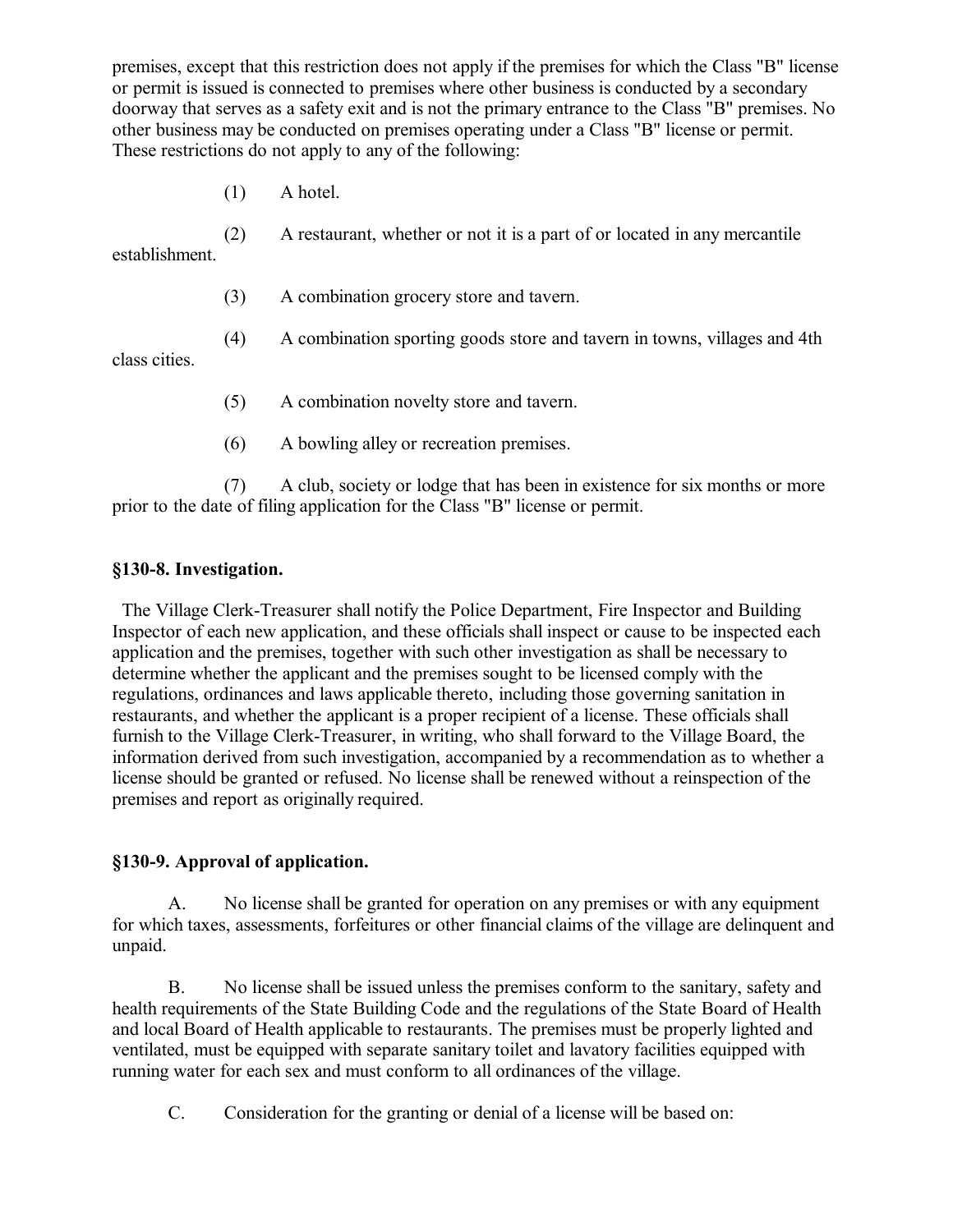premises, except that this restriction does not apply if the premises for which the Class "B" license or permit is issued is connected to premises where other business is conducted by a secondary doorway that serves as a safety exit and is not the primary entrance to the Class "B" premises. No other business may be conducted on premises operating under a Class "B" license or permit. These restrictions do not apply to any of the following:

(1) A hotel.

(2) A restaurant, whether or not it is a part of or located in any mercantile establishment.

(3) A combination grocery store and tavern.

(4) A combination sporting goods store and tavern in towns, villages and 4th class cities.

(5) A combination novelty store and tavern.

(6) A bowling alley or recreation premises.

(7) A club, society or lodge that has been in existence for six months or more prior to the date of filing application for the Class "B" license or permit.

### §130-8. Investigation.

The Village Clerk-Treasurer shall notify the Police Department, Fire Inspector and Building Inspector of each new application, and these officials shall inspect or cause to be inspected each application and the premises, together with such other investigation as shall be necessary to determine whether the applicant and the premises sought to be licensed comply with the regulations, ordinances and laws applicable thereto, including those governing sanitation in restaurants, and whether the applicant is a proper recipient of a license. These officials shall furnish to the Village Clerk-Treasurer, in writing, who shall forward to the Village Board, the information derived from such investigation, accompanied by a recommendation as to whether a license should be granted or refused. No license shall be renewed without a reinspection of the premises and report as originally required.

### §130-9. Approval of application.

A. No license shall be granted for operation on any premises or with any equipment for which taxes, assessments, forfeitures or other financial claims of the village are delinquent and unpaid.

B. No license shall be issued unless the premises conform to the sanitary, safety and health requirements of the State Building Code and the regulations of the State Board of Health and local Board of Health applicable to restaurants. The premises must be properly lighted and ventilated, must be equipped with separate sanitary toilet and lavatory facilities equipped with running water for each sex and must conform to all ordinances of the village.

C. Consideration for the granting or denial of a license will be based on: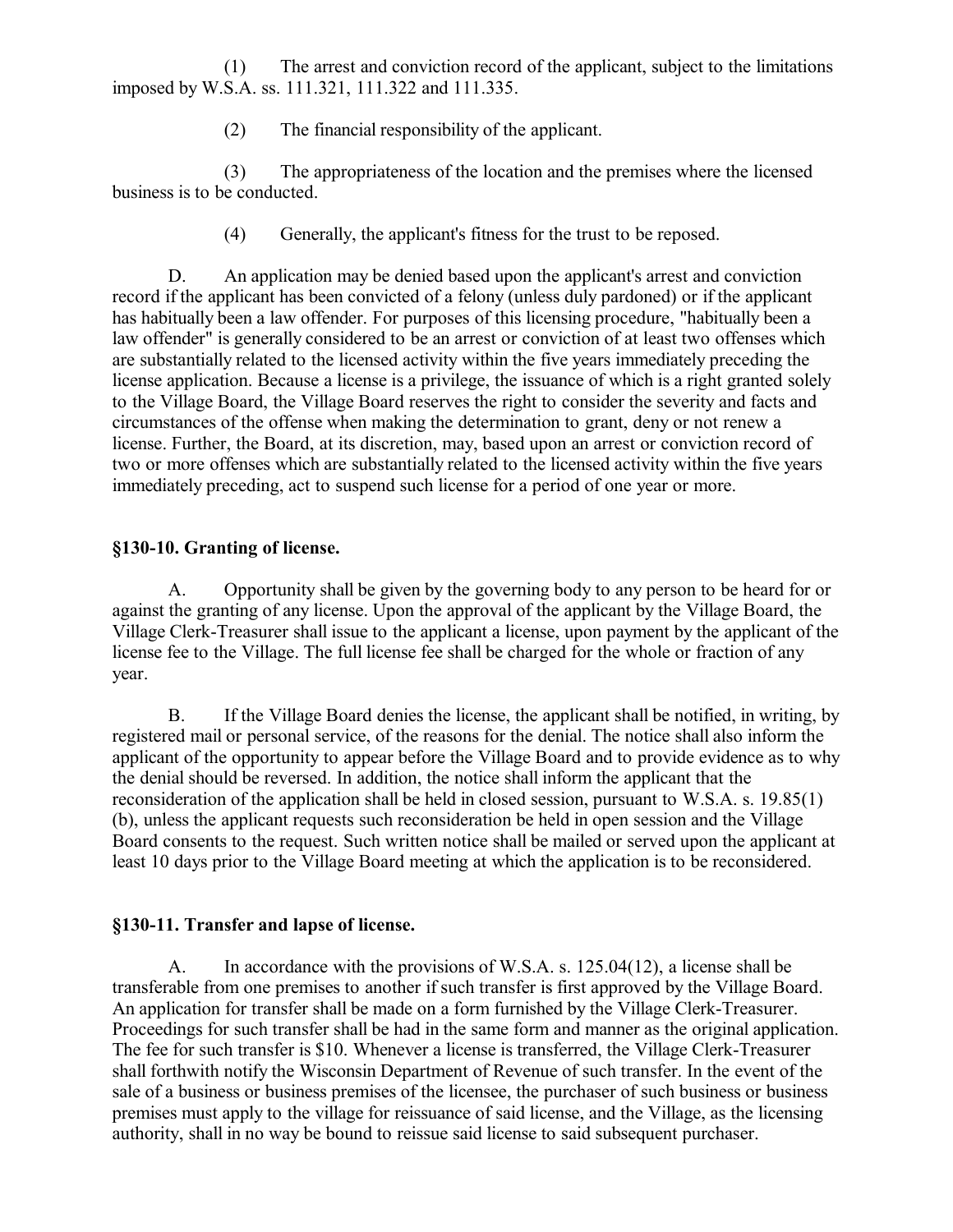(1) The arrest and conviction record of the applicant, subject to the limitations imposed by W.S.A. ss. 111.321, 111.322 and 111.335.

(2) The financial responsibility of the applicant.

(3) The appropriateness of the location and the premises where the licensed business is to be conducted.

(4) Generally, the applicant's fitness for the trust to be reposed.

D. An application may be denied based upon the applicant's arrest and conviction record if the applicant has been convicted of a felony (unless duly pardoned) or if the applicant has habitually been a law offender. For purposes of this licensing procedure, "habitually been a law offender" is generally considered to be an arrest or conviction of at least two offenses which are substantially related to the licensed activity within the five years immediately preceding the license application. Because a license is a privilege, the issuance of which is a right granted solely to the Village Board, the Village Board reserves the right to consider the severity and facts and circumstances of the offense when making the determination to grant, deny or not renew a license. Further, the Board, at its discretion, may, based upon an arrest or conviction record of two or more offenses which are substantially related to the licensed activity within the five years immediately preceding, act to suspend such license for a period of one year or more.

### §130-10. Granting of license.

A. Opportunity shall be given by the governing body to any person to be heard for or against the granting of any license. Upon the approval of the applicant by the Village Board, the Village Clerk-Treasurer shall issue to the applicant a license, upon payment by the applicant of the license fee to the Village. The full license fee shall be charged for the whole or fraction of any year.

B. If the Village Board denies the license, the applicant shall be notified, in writing, by registered mail or personal service, of the reasons for the denial. The notice shall also inform the applicant of the opportunity to appear before the Village Board and to provide evidence as to why the denial should be reversed. In addition, the notice shall inform the applicant that the reconsideration of the application shall be held in closed session, pursuant to W.S.A. s. 19.85(1)(b), unless the applicant requests such reconsideration be held in open session and the Village Board consents to the request. Such written notice shall be mailed or served upon the applicant at least 10 days prior to the Village Board meeting at which the application is to be reconsidered.

### §130-11. Transfer and lapse of license.

A. In accordance with the provisions of W.S.A. s. 125.04(12), a license shall be transferable from one premises to another if such transfer is first approved by the Village Board. An application for transfer shall be made on a form furnished by the Village Clerk-Treasurer. Proceedings for such transfer shall be had in the same form and manner as the original application. The fee for such transfer is $10. Whenever a license is transferred, the Village Clerk-Treasurer shall forthwith notify the Wisconsin Department of Revenue of such transfer. In the event of the sale of a business or business premises of the licensee, the purchaser of such business or business premises must apply to the village for reissuance of said license, and the Village, as the licensing authority, shall in no way be bound to reissue said license to said subsequent purchaser.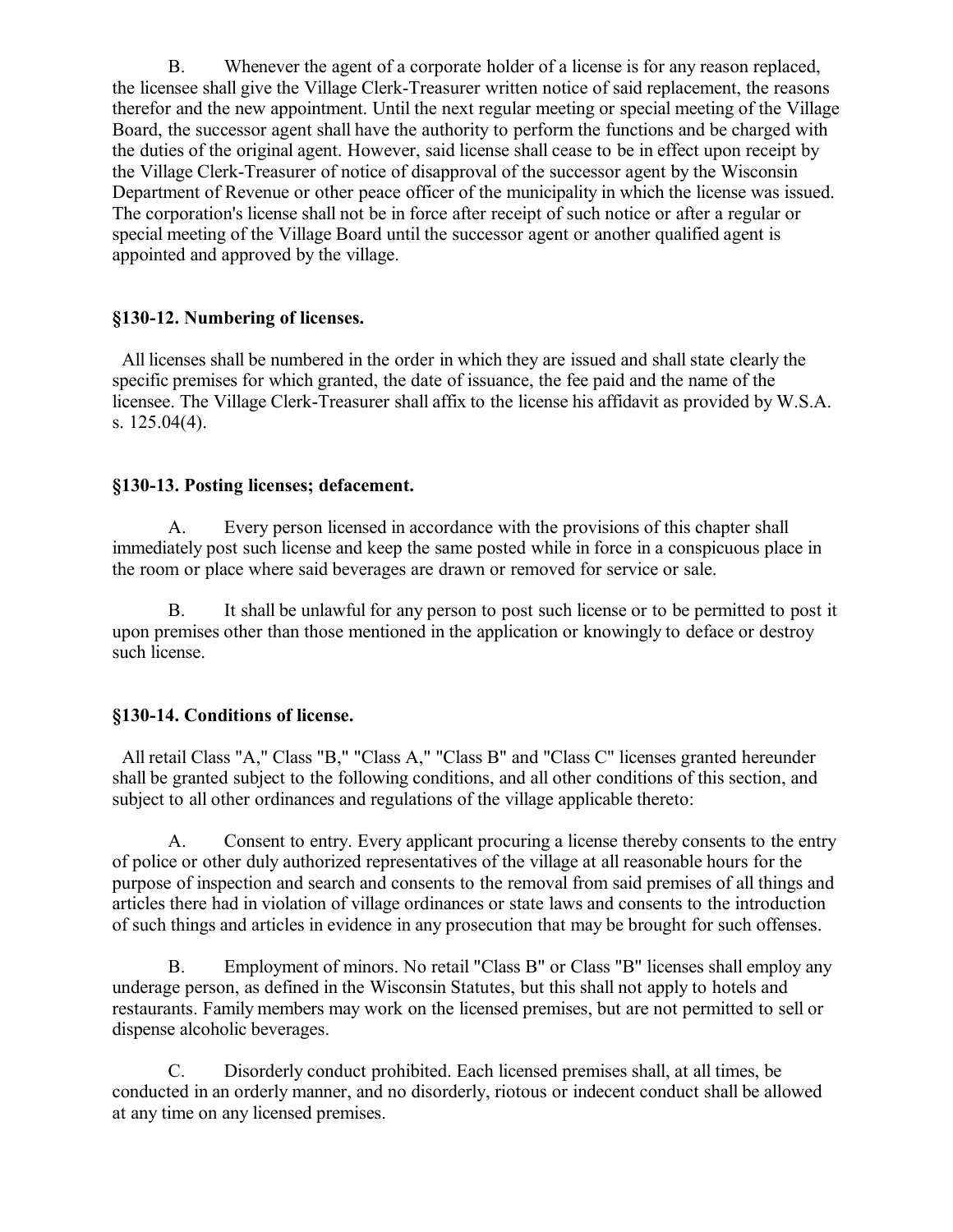B. Whenever the agent of a corporate holder of a license is for any reason replaced, the licensee shall give the Village Clerk-Treasurer written notice of said replacement, the reasons therefor and the new appointment. Until the next regular meeting or special meeting of the Village Board, the successor agent shall have the authority to perform the functions and be charged with the duties of the original agent. However, said license shall cease to be in effect upon receipt by the Village Clerk-Treasurer of notice of disapproval of the successor agent by the Wisconsin Department of Revenue or other peace officer of the municipality in which the license was issued. The corporation's license shall not be in force after receipt of such notice or after a regular or special meeting of the Village Board until the successor agent or another qualified agent is appointed and approved by the village.

### §130-12. Numbering of licenses.

All licenses shall be numbered in the order in which they are issued and shall state clearly the specific premises for which granted, the date of issuance, the fee paid and the name of the licensee. The Village Clerk-Treasurer shall affix to the license his affidavit as provided by W.S.A. s. 125.04(4).

### §130-13. Posting licenses; defacement.

A. Every person licensed in accordance with the provisions of this chapter shall immediately post such license and keep the same posted while in force in a conspicuous place in the room or place where said beverages are drawn or removed for service or sale.

B. It shall be unlawful for any person to post such license or to be permitted to post it upon premises other than those mentioned in the application or knowingly to deface or destroy such license.

### §130-14. Conditions of license.

All retail Class "A," Class "B," "Class A," "Class B" and "Class C" licenses granted hereunder shall be granted subject to the following conditions, and all other conditions of this section, and subject to all other ordinances and regulations of the village applicable thereto:

A. Consent to entry. Every applicant procuring a license thereby consents to the entry of police or other duly authorized representatives of the village at all reasonable hours for the purpose of inspection and search and consents to the removal from said premises of all things and articles there had in violation of village ordinances or state laws and consents to the introduction of such things and articles in evidence in any prosecution that may be brought for such offenses.

B. Employment of minors. No retail "Class B" or Class "B" licenses shall employ any underage person, as defined in the Wisconsin Statutes, but this shall not apply to hotels and restaurants. Family members may work on the licensed premises, but are not permitted to sell or dispense alcoholic beverages.

C. Disorderly conduct prohibited. Each licensed premises shall, at all times, be conducted in an orderly manner, and no disorderly, riotous or indecent conduct shall be allowed at any time on any licensed premises.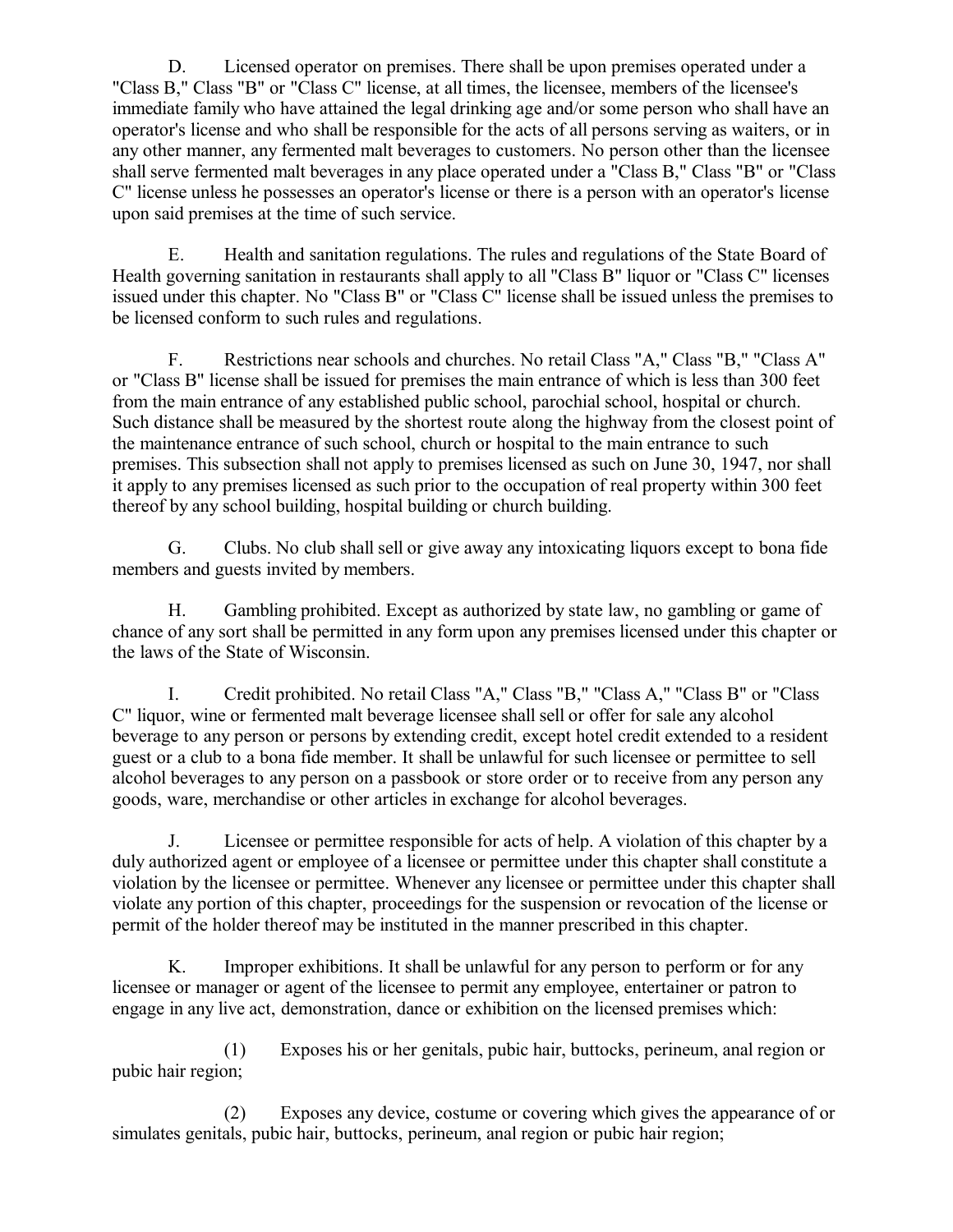D. Licensed operator on premises. There shall be upon premises operated under a "Class B," Class "B" or "Class C" license, at all times, the licensee, members of the licensee's immediate family who have attained the legal drinking age and/or some person who shall have an operator's license and who shall be responsible for the acts of all persons serving as waiters, or in any other manner, any fermented malt beverages to customers. No person other than the licensee shall serve fermented malt beverages in any place operated under a "Class B," Class "B" or "Class C" license unless he possesses an operator's license or there is a person with an operator's license upon said premises at the time of such service.

E. Health and sanitation regulations. The rules and regulations of the State Board of Health governing sanitation in restaurants shall apply to all "Class B" liquor or "Class C" licenses issued under this chapter. No "Class B" or "Class C" license shall be issued unless the premises to be licensed conform to such rules and regulations.

F. Restrictions near schools and churches. No retail Class "A," Class "B," "Class A" or "Class B" license shall be issued for premises the main entrance of which is less than 300 feet from the main entrance of any established public school, parochial school, hospital or church. Such distance shall be measured by the shortest route along the highway from the closest point of the maintenance entrance of such school, church or hospital to the main entrance to such premises. This subsection shall not apply to premises licensed as such on June 30, 1947, nor shall it apply to any premises licensed as such prior to the occupation of real property within 300 feet thereof by any school building, hospital building or church building.

G. Clubs. No club shall sell or give away any intoxicating liquors except to bona fide members and guests invited by members.

H. Gambling prohibited. Except as authorized by state law, no gambling or game of chance of any sort shall be permitted in any form upon any premises licensed under this chapter or the laws of the State of Wisconsin.

I. Credit prohibited. No retail Class "A," Class "B," "Class A," "Class B" or "Class C" liquor, wine or fermented malt beverage licensee shall sell or offer for sale any alcohol beverage to any person or persons by extending credit, except hotel credit extended to a resident guest or a club to a bona fide member. It shall be unlawful for such licensee or permittee to sell alcohol beverages to any person on a passbook or store order or to receive from any person any goods, ware, merchandise or other articles in exchange for alcohol beverages.

J. Licensee or permittee responsible for acts of help. A violation of this chapter by a duly authorized agent or employee of a licensee or permittee under this chapter shall constitute a violation by the licensee or permittee. Whenever any licensee or permittee under this chapter shall violate any portion of this chapter, proceedings for the suspension or revocation of the license or permit of the holder thereof may be instituted in the manner prescribed in this chapter.

K. Improper exhibitions. It shall be unlawful for any person to perform or for any licensee or manager or agent of the licensee to permit any employee, entertainer or patron to engage in any live act, demonstration, dance or exhibition on the licensed premises which:

(1) Exposes his or her genitals, pubic hair, buttocks, perineum, anal region or pubic hair region;

(2) Exposes any device, costume or covering which gives the appearance of or simulates genitals, pubic hair, buttocks, perineum, anal region or pubic hair region;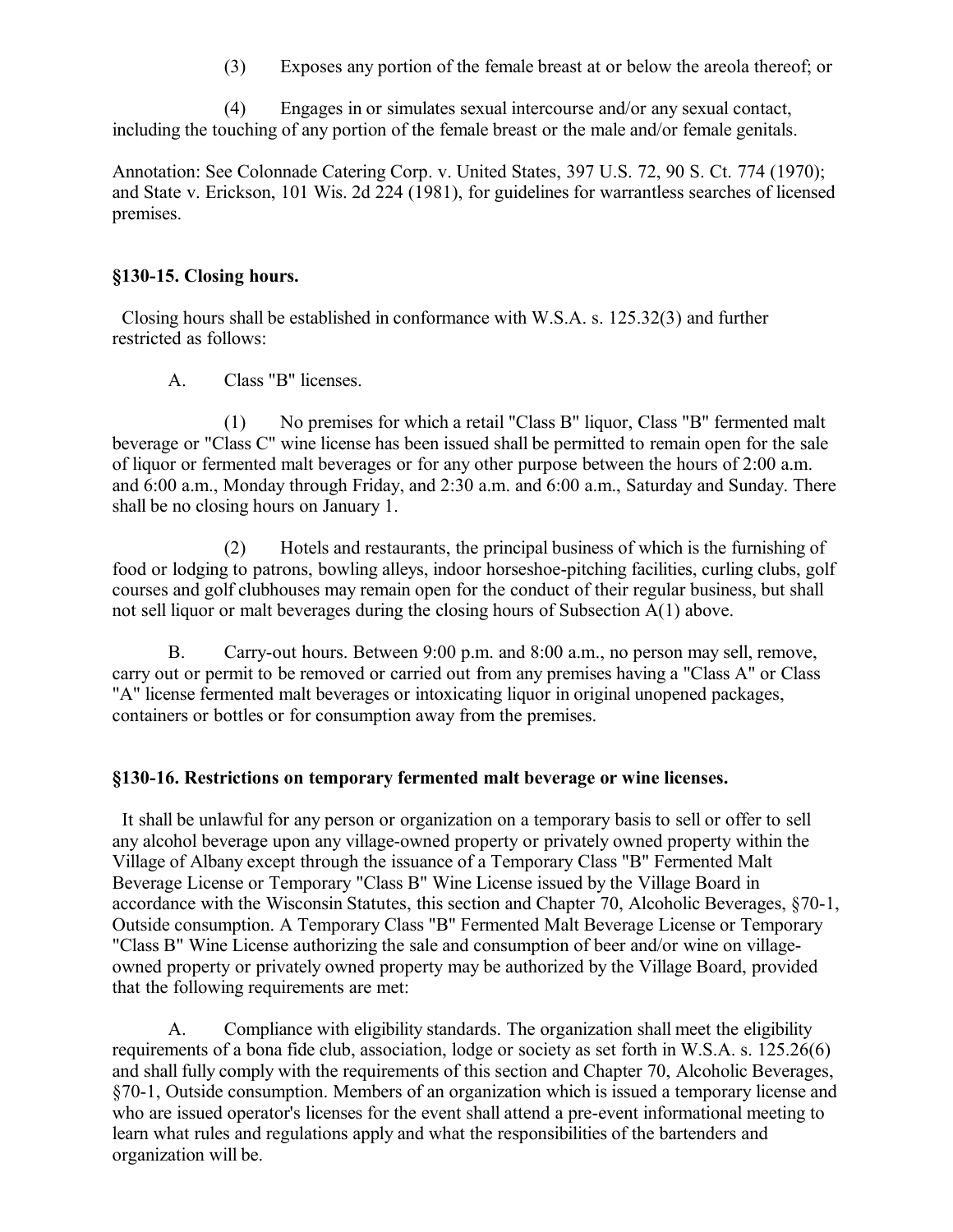(3) Exposes any portion of the female breast at or below the areola thereof; or

(4) Engages in or simulates sexual intercourse and/or any sexual contact, including the touching of any portion of the female breast or the male and/or female genitals.

Annotation: See Colonnade Catering Corp. v. United States, 397 U.S. 72, 90 S. Ct. 774 (1970); and State v. Erickson, 101 Wis. 2d 224 (1981), for guidelines for warrantless searches of licensed premises.

### §130-15. Closing hours.

Closing hours shall be established in conformance with W.S.A. s. 125.32(3) and further restricted as follows:

A. Class "B" licenses.

(1) No premises for which a retail "Class B" liquor, Class "B" fermented malt beverage or "Class C" wine license has been issued shall be permitted to remain open for the sale of liquor or fermented malt beverages or for any other purpose between the hours of 2:00 a.m. and 6:00 a.m., Monday through Friday, and 2:30 a.m. and 6:00 a.m., Saturday and Sunday. There shall be no closing hours on January 1.

(2) Hotels and restaurants, the principal business of which is the furnishing of food or lodging to patrons, bowling alleys, indoor horseshoe-pitching facilities, curling clubs, golf courses and golf clubhouses may remain open for the conduct of their regular business, but shall not sell liquor or malt beverages during the closing hours of Subsection A(1) above.

B. Carry-out hours. Between 9:00 p.m. and 8:00 a.m., no person may sell, remove, carry out or permit to be removed or carried out from any premises having a "Class A" or Class "A" license fermented malt beverages or intoxicating liquor in original unopened packages, containers or bottles or for consumption away from the premises.

### §130-16. Restrictions on temporary fermented malt beverage or wine licenses.

It shall be unlawful for any person or organization on a temporary basis to sell or offer to sell any alcohol beverage upon any village-owned property or privately owned property within the Village of Albany except through the issuance of a Temporary Class "B" Fermented Malt Beverage License or Temporary "Class B" Wine License issued by the Village Board in accordance with the Wisconsin Statutes, this section and Chapter 70, Alcoholic Beverages, §70-1, Outside consumption. A Temporary Class "B" Fermented Malt Beverage License or Temporary "Class B" Wine License authorizing the sale and consumption of beer and/or wine on village-owned property or privately owned property may be authorized by the Village Board, provided that the following requirements are met:

A. Compliance with eligibility standards. The organization shall meet the eligibility requirements of a bona fide club, association, lodge or society as set forth in W.S.A. s. 125.26(6) and shall fully comply with the requirements of this section and Chapter 70, Alcoholic Beverages, §70-1, Outside consumption. Members of an organization which is issued a temporary license and who are issued operator's licenses for the event shall attend a pre-event informational meeting to learn what rules and regulations apply and what the responsibilities of the bartenders and organization will be.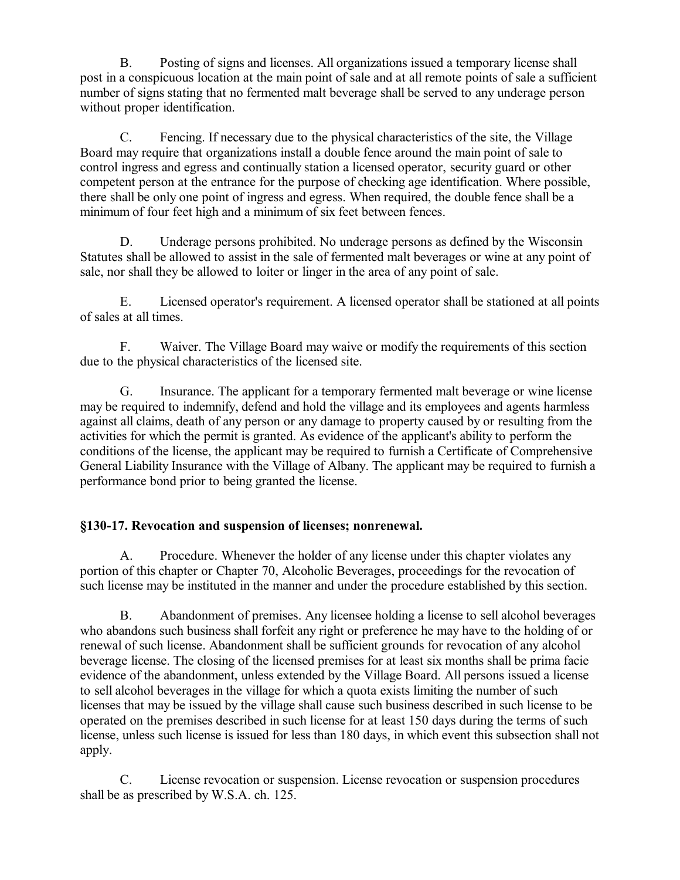B. Posting of signs and licenses. All organizations issued a temporary license shall post in a conspicuous location at the main point of sale and at all remote points of sale a sufficient number of signs stating that no fermented malt beverage shall be served to any underage person without proper identification.

C. Fencing. If necessary due to the physical characteristics of the site, the Village Board may require that organizations install a double fence around the main point of sale to control ingress and egress and continually station a licensed operator, security guard or other competent person at the entrance for the purpose of checking age identification. Where possible, there shall be only one point of ingress and egress. When required, the double fence shall be a minimum of four feet high and a minimum of six feet between fences.

D. Underage persons prohibited. No underage persons as defined by the Wisconsin Statutes shall be allowed to assist in the sale of fermented malt beverages or wine at any point of sale, nor shall they be allowed to loiter or linger in the area of any point of sale.

E. Licensed operator's requirement. A licensed operator shall be stationed at all points of sales at all times.

F. Waiver. The Village Board may waive or modify the requirements of this section due to the physical characteristics of the licensed site.

G. Insurance. The applicant for a temporary fermented malt beverage or wine license may be required to indemnify, defend and hold the village and its employees and agents harmless against all claims, death of any person or any damage to property caused by or resulting from the activities for which the permit is granted. As evidence of the applicant's ability to perform the conditions of the license, the applicant may be required to furnish a Certificate of Comprehensive General Liability Insurance with the Village of Albany. The applicant may be required to furnish a performance bond prior to being granted the license.

### §130-17. Revocation and suspension of licenses; nonrenewal.

A. Procedure. Whenever the holder of any license under this chapter violates any portion of this chapter or Chapter 70, Alcoholic Beverages, proceedings for the revocation of such license may be instituted in the manner and under the procedure established by this section.

B. Abandonment of premises. Any licensee holding a license to sell alcohol beverages who abandons such business shall forfeit any right or preference he may have to the holding of or renewal of such license. Abandonment shall be sufficient grounds for revocation of any alcohol beverage license. The closing of the licensed premises for at least six months shall be prima facie evidence of the abandonment, unless extended by the Village Board. All persons issued a license to sell alcohol beverages in the village for which a quota exists limiting the number of such licenses that may be issued by the village shall cause such business described in such license to be operated on the premises described in such license for at least 150 days during the terms of such license, unless such license is issued for less than 180 days, in which event this subsection shall not apply.

C. License revocation or suspension. License revocation or suspension procedures shall be as prescribed by W.S.A. ch. 125.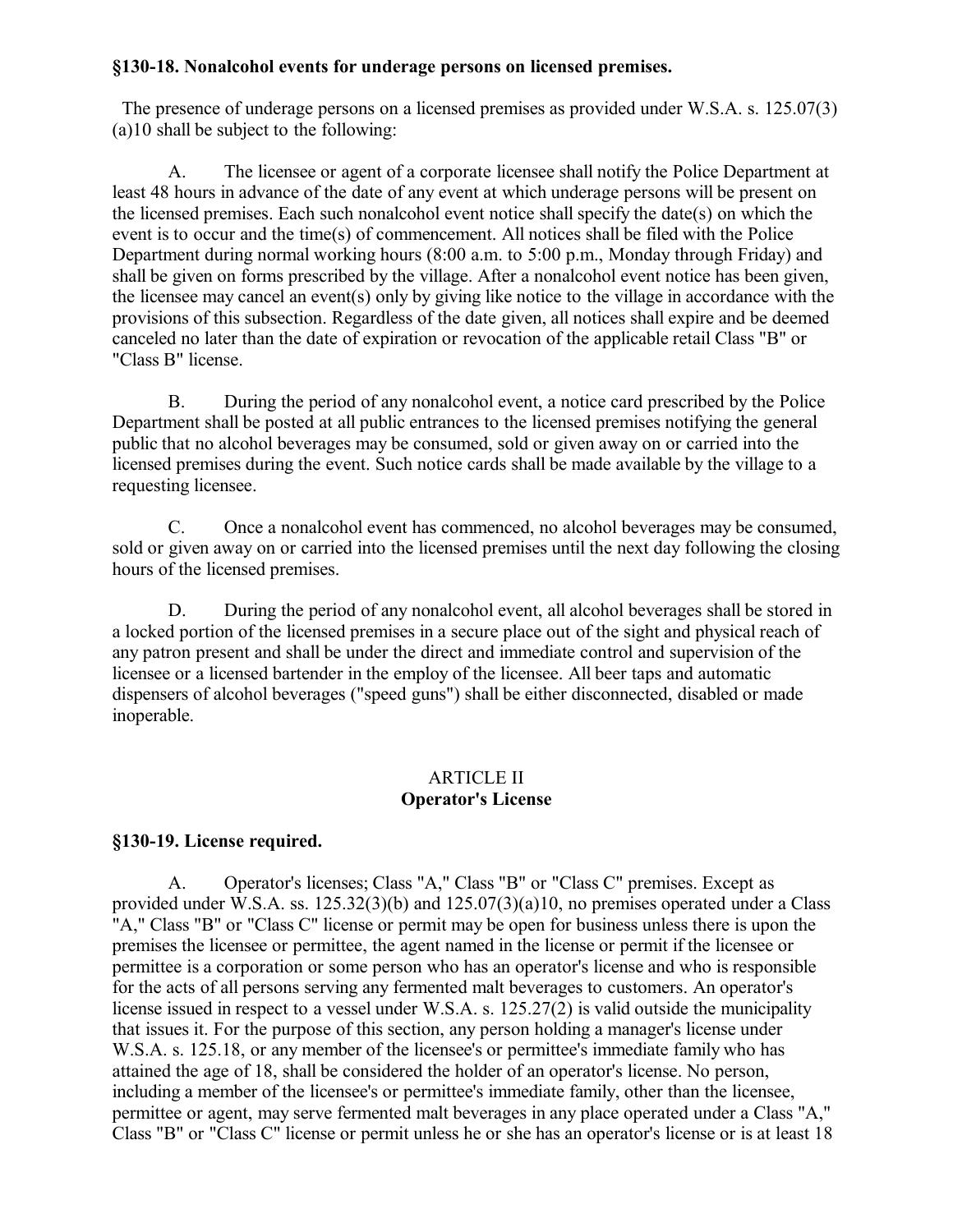**§130-18. Nonalcohol events for underage persons on licensed premises.**

The presence of underage persons on a licensed premises as provided under W.S.A. s. 125.07(3)(a)10 shall be subject to the following:

A. The licensee or agent of a corporate licensee shall notify the Police Department at least 48 hours in advance of the date of any event at which underage persons will be present on the licensed premises. Each such nonalcohol event notice shall specify the date(s) on which the event is to occur and the time(s) of commencement. All notices shall be filed with the Police Department during normal working hours (8:00 a.m. to 5:00 p.m., Monday through Friday) and shall be given on forms prescribed by the village. After a nonalcohol event notice has been given, the licensee may cancel an event(s) only by giving like notice to the village in accordance with the provisions of this subsection. Regardless of the date given, all notices shall expire and be deemed canceled no later than the date of expiration or revocation of the applicable retail Class "B" or "Class B" license.

B. During the period of any nonalcohol event, a notice card prescribed by the Police Department shall be posted at all public entrances to the licensed premises notifying the general public that no alcohol beverages may be consumed, sold or given away on or carried into the licensed premises during the event. Such notice cards shall be made available by the village to a requesting licensee.

C. Once a nonalcohol event has commenced, no alcohol beverages may be consumed, sold or given away on or carried into the licensed premises until the next day following the closing hours of the licensed premises.

D. During the period of any nonalcohol event, all alcohol beverages shall be stored in a locked portion of the licensed premises in a secure place out of the sight and physical reach of any patron present and shall be under the direct and immediate control and supervision of the licensee or a licensed bartender in the employ of the licensee. All beer taps and automatic dispensers of alcohol beverages ("speed guns") shall be either disconnected, disabled or made inoperable.

## ARTICLE II
## Operator's License

**§130-19. License required.**

A. Operator's licenses; Class "A," Class "B" or "Class C" premises. Except as provided under W.S.A. ss. 125.32(3)(b) and 125.07(3)(a)10, no premises operated under a Class "A," Class "B" or "Class C" license or permit may be open for business unless there is upon the premises the licensee or permittee, the agent named in the license or permit if the licensee or permittee is a corporation or some person who has an operator's license and who is responsible for the acts of all persons serving any fermented malt beverages to customers. An operator's license issued in respect to a vessel under W.S.A. s. 125.27(2) is valid outside the municipality that issues it. For the purpose of this section, any person holding a manager's license under W.S.A. s. 125.18, or any member of the licensee's or permittee's immediate family who has attained the age of 18, shall be considered the holder of an operator's license. No person, including a member of the licensee's or permittee's immediate family, other than the licensee, permittee or agent, may serve fermented malt beverages in any place operated under a Class "A," Class "B" or "Class C" license or permit unless he or she has an operator's license or is at least 18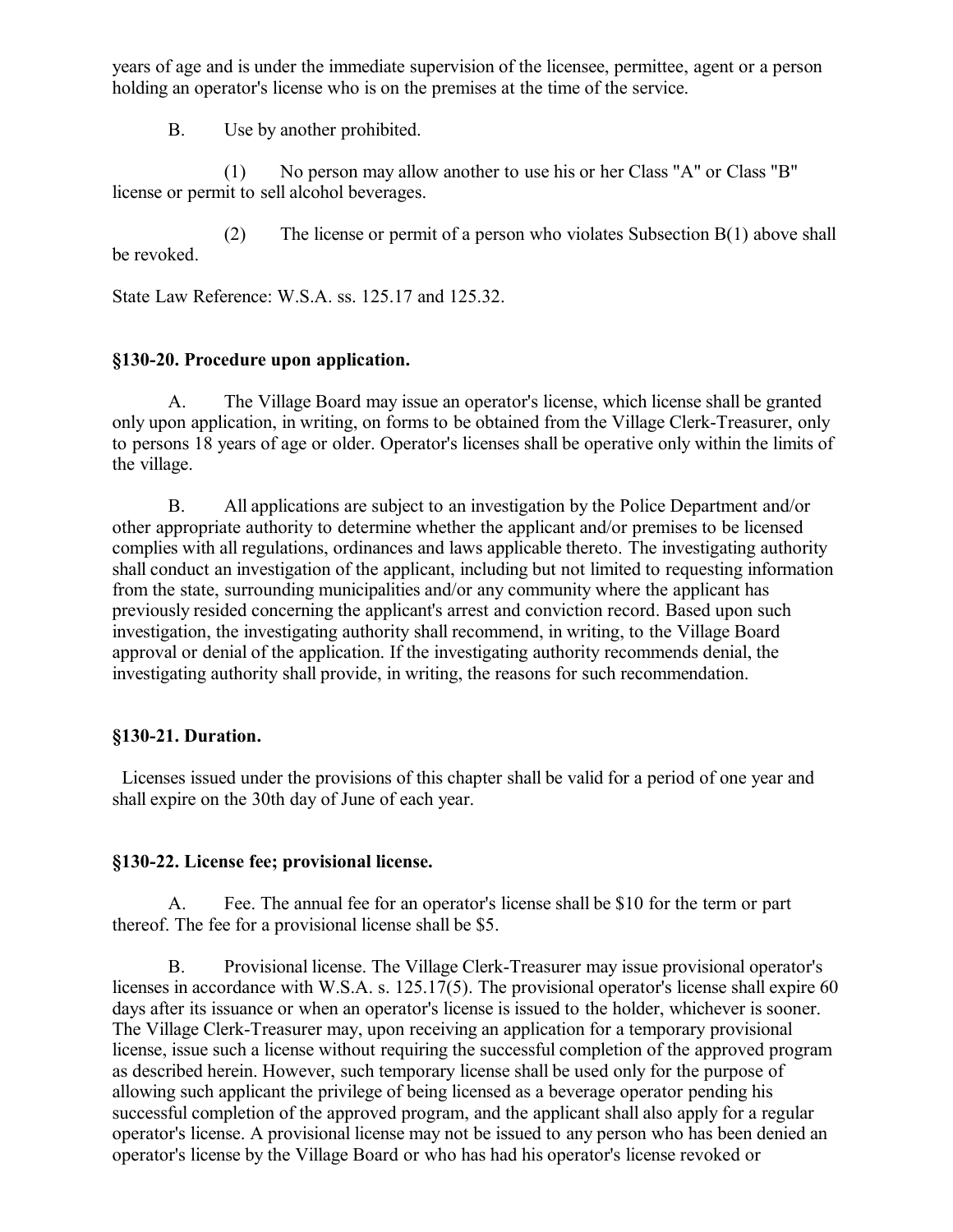years of age and is under the immediate supervision of the licensee, permittee, agent or a person holding an operator's license who is on the premises at the time of the service.

B. Use by another prohibited.

(1) No person may allow another to use his or her Class "A" or Class "B" license or permit to sell alcohol beverages.

(2) The license or permit of a person who violates Subsection B(1) above shall be revoked.

State Law Reference: W.S.A. ss. 125.17 and 125.32.

### §130-20. Procedure upon application.

A. The Village Board may issue an operator's license, which license shall be granted only upon application, in writing, on forms to be obtained from the Village Clerk-Treasurer, only to persons 18 years of age or older. Operator's licenses shall be operative only within the limits of the village.

B. All applications are subject to an investigation by the Police Department and/or other appropriate authority to determine whether the applicant and/or premises to be licensed complies with all regulations, ordinances and laws applicable thereto. The investigating authority shall conduct an investigation of the applicant, including but not limited to requesting information from the state, surrounding municipalities and/or any community where the applicant has previously resided concerning the applicant's arrest and conviction record. Based upon such investigation, the investigating authority shall recommend, in writing, to the Village Board approval or denial of the application. If the investigating authority recommends denial, the investigating authority shall provide, in writing, the reasons for such recommendation.

### §130-21. Duration.

Licenses issued under the provisions of this chapter shall be valid for a period of one year and shall expire on the 30th day of June of each year.

### §130-22. License fee; provisional license.

A. Fee. The annual fee for an operator's license shall be $10 for the term or part thereof. The fee for a provisional license shall be $5.

B. Provisional license. The Village Clerk-Treasurer may issue provisional operator's licenses in accordance with W.S.A. s. 125.17(5). The provisional operator's license shall expire 60 days after its issuance or when an operator's license is issued to the holder, whichever is sooner. The Village Clerk-Treasurer may, upon receiving an application for a temporary provisional license, issue such a license without requiring the successful completion of the approved program as described herein. However, such temporary license shall be used only for the purpose of allowing such applicant the privilege of being licensed as a beverage operator pending his successful completion of the approved program, and the applicant shall also apply for a regular operator's license. A provisional license may not be issued to any person who has been denied an operator's license by the Village Board or who has had his operator's license revoked or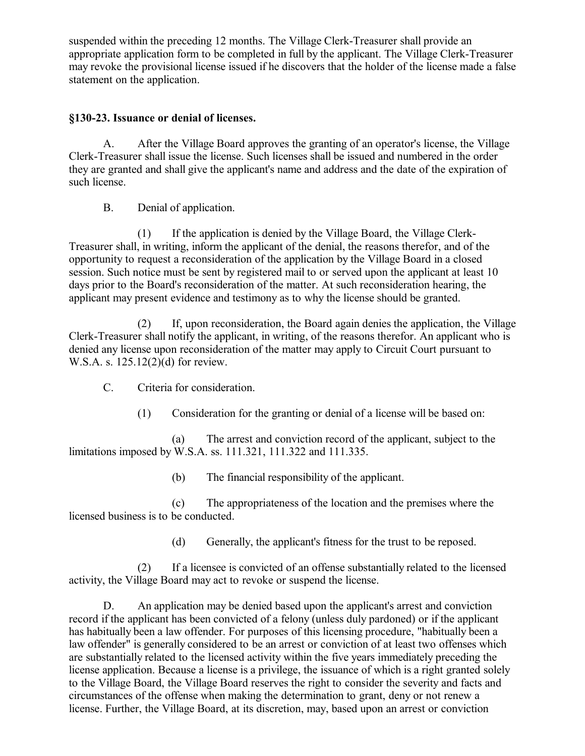suspended within the preceding 12 months. The Village Clerk-Treasurer shall provide an appropriate application form to be completed in full by the applicant. The Village Clerk-Treasurer may revoke the provisional license issued if he discovers that the holder of the license made a false statement on the application.

### §130-23. Issuance or denial of licenses.

A. After the Village Board approves the granting of an operator's license, the Village Clerk-Treasurer shall issue the license. Such licenses shall be issued and numbered in the order they are granted and shall give the applicant's name and address and the date of the expiration of such license.

B. Denial of application.

(1) If the application is denied by the Village Board, the Village Clerk-Treasurer shall, in writing, inform the applicant of the denial, the reasons therefor, and of the opportunity to request a reconsideration of the application by the Village Board in a closed session. Such notice must be sent by registered mail to or served upon the applicant at least 10 days prior to the Board's reconsideration of the matter. At such reconsideration hearing, the applicant may present evidence and testimony as to why the license should be granted.

(2) If, upon reconsideration, the Board again denies the application, the Village Clerk-Treasurer shall notify the applicant, in writing, of the reasons therefor. An applicant who is denied any license upon reconsideration of the matter may apply to Circuit Court pursuant to W.S.A. s. 125.12(2)(d) for review.

C. Criteria for consideration.

(1) Consideration for the granting or denial of a license will be based on:

(a) The arrest and conviction record of the applicant, subject to the limitations imposed by W.S.A. ss. 111.321, 111.322 and 111.335.

(b) The financial responsibility of the applicant.

(c) The appropriateness of the location and the premises where the licensed business is to be conducted.

(d) Generally, the applicant's fitness for the trust to be reposed.

(2) If a licensee is convicted of an offense substantially related to the licensed activity, the Village Board may act to revoke or suspend the license.

D. An application may be denied based upon the applicant's arrest and conviction record if the applicant has been convicted of a felony (unless duly pardoned) or if the applicant has habitually been a law offender. For purposes of this licensing procedure, "habitually been a law offender" is generally considered to be an arrest or conviction of at least two offenses which are substantially related to the licensed activity within the five years immediately preceding the license application. Because a license is a privilege, the issuance of which is a right granted solely to the Village Board, the Village Board reserves the right to consider the severity and facts and circumstances of the offense when making the determination to grant, deny or not renew a license. Further, the Village Board, at its discretion, may, based upon an arrest or conviction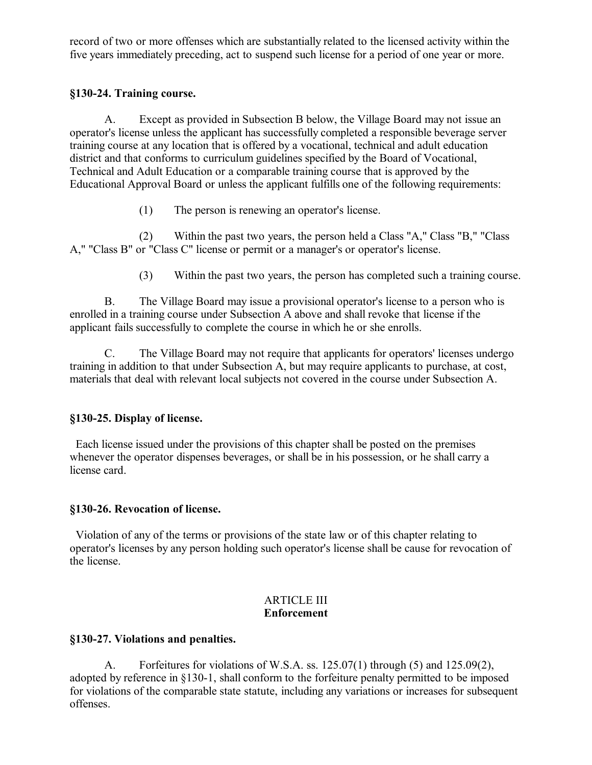record of two or more offenses which are substantially related to the licensed activity within the five years immediately preceding, act to suspend such license for a period of one year or more.

### §130-24. Training course.

A. Except as provided in Subsection B below, the Village Board may not issue an operator's license unless the applicant has successfully completed a responsible beverage server training course at any location that is offered by a vocational, technical and adult education district and that conforms to curriculum guidelines specified by the Board of Vocational, Technical and Adult Education or a comparable training course that is approved by the Educational Approval Board or unless the applicant fulfills one of the following requirements:

(1) The person is renewing an operator's license.

(2) Within the past two years, the person held a Class "A," Class "B," "Class A," "Class B" or "Class C" license or permit or a manager's or operator's license.

(3) Within the past two years, the person has completed such a training course.

B. The Village Board may issue a provisional operator's license to a person who is enrolled in a training course under Subsection A above and shall revoke that license if the applicant fails successfully to complete the course in which he or she enrolls.

C. The Village Board may not require that applicants for operators' licenses undergo training in addition to that under Subsection A, but may require applicants to purchase, at cost, materials that deal with relevant local subjects not covered in the course under Subsection A.

### §130-25. Display of license.

Each license issued under the provisions of this chapter shall be posted on the premises whenever the operator dispenses beverages, or shall be in his possession, or he shall carry a license card.

### §130-26. Revocation of license.

Violation of any of the terms or provisions of the state law or of this chapter relating to operator's licenses by any person holding such operator's license shall be cause for revocation of the license.

## ARTICLE III
## Enforcement

### §130-27. Violations and penalties.

A. Forfeitures for violations of W.S.A. ss. 125.07(1) through (5) and 125.09(2), adopted by reference in §130-1, shall conform to the forfeiture penalty permitted to be imposed for violations of the comparable state statute, including any variations or increases for subsequent offenses.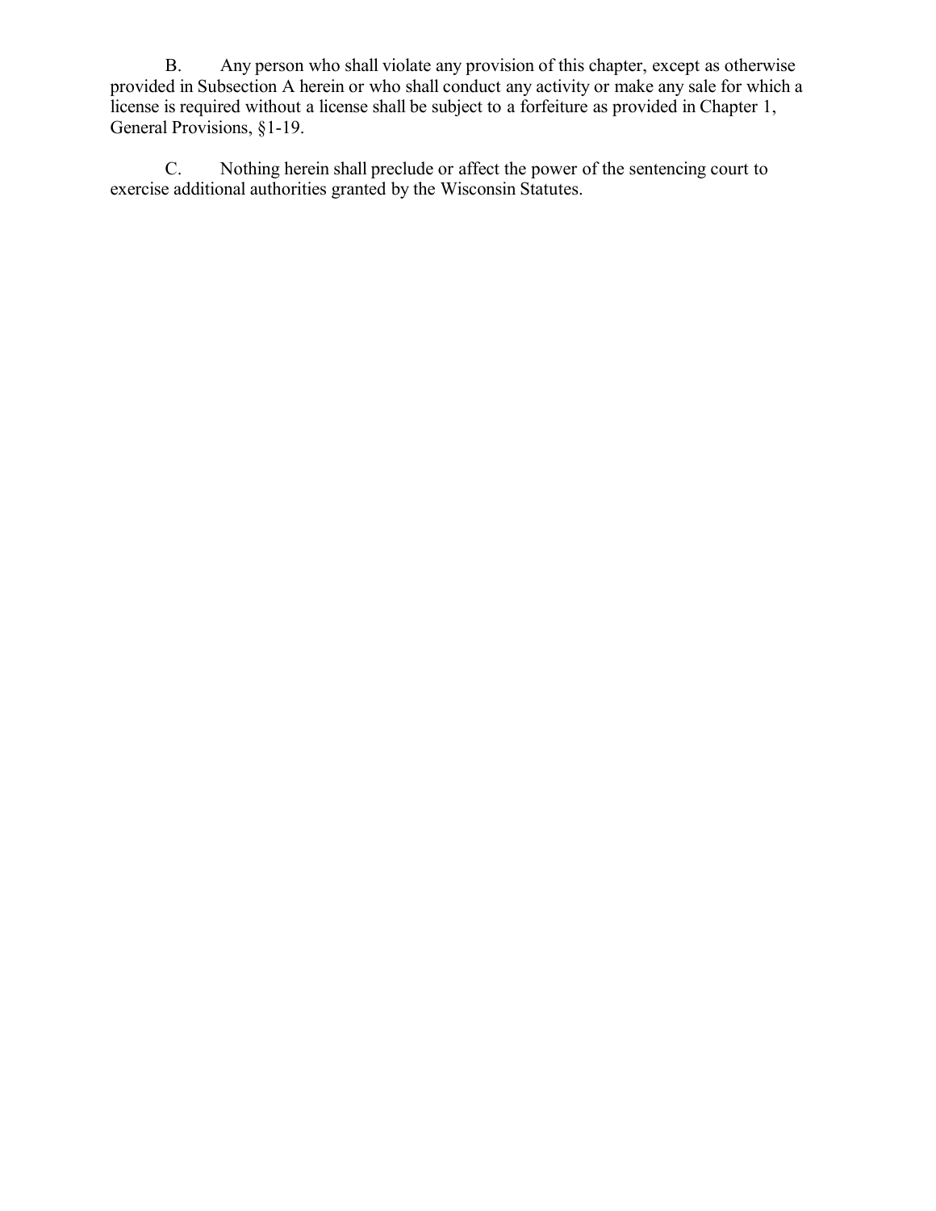B. Any person who shall violate any provision of this chapter, except as otherwise provided in Subsection A herein or who shall conduct any activity or make any sale for which a license is required without a license shall be subject to a forfeiture as provided in Chapter 1, General Provisions, §1-19.

C. Nothing herein shall preclude or affect the power of the sentencing court to exercise additional authorities granted by the Wisconsin Statutes.